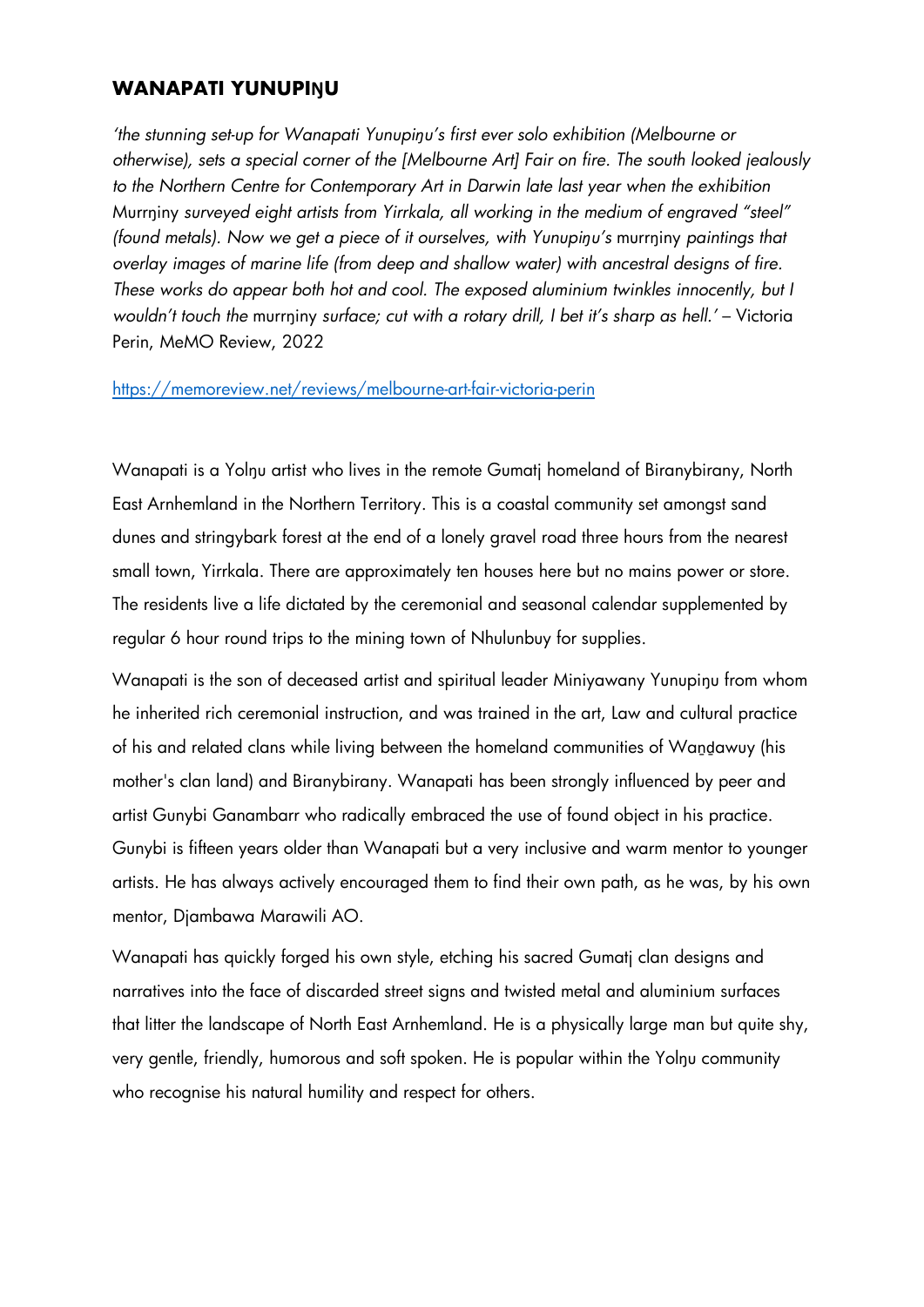## WANAPATI YUNUPIŊU

*'the stunning set-up for Wanapati Yunupiŋu's first ever solo exhibition (Melbourne or otherwise), sets a special corner of the [Melbourne Art] Fair on fire. The south looked jealously to the Northern Centre for Contemporary Art in Darwin late last year when the exhibition* Murrŋiny *surveyed eight artists from Yirrkala, all working in the medium of engraved "steel" (found metals). Now we get a piece of it ourselves, with Yunupiŋu's* murrŋiny *paintings that overlay images of marine life (from deep and shallow water) with ancestral designs of fire. These works do appear both hot and cool. The exposed aluminium twinkles innocently, but I wouldn't touch the* murrŋiny *surface; cut with a rotary drill, I bet it's sharp as hell.'* – Victoria Perin, MeMO Review, 2022

https://memoreview.net/reviews/melbourne-art-fair-victoria-perin

Wanapati is a Yolŋu artist who lives in the remote Gumatj homeland of Biranybirany, North East Arnhemland in the Northern Territory. This is a coastal community set amongst sand dunes and stringybark forest at the end of a lonely gravel road three hours from the nearest small town, Yirrkala. There are approximately ten houses here but no mains power or store. The residents live a life dictated by the ceremonial and seasonal calendar supplemented by regular 6 hour round trips to the mining town of Nhulunbuy for supplies.

Wanapati is the son of deceased artist and spiritual leader Miniyawany Yunupiŋu from whom he inherited rich ceremonial instruction, and was trained in the art, Law and cultural practice of his and related clans while living between the homeland communities of Waṉḏawuy (his mother's clan land) and Biranybirany. Wanapati has been strongly influenced by peer and artist Gunybi Ganambarr who radically embraced the use of found object in his practice. Gunybi is fifteen years older than Wanapati but a very inclusive and warm mentor to younger artists. He has always actively encouraged them to find their own path, as he was, by his own mentor, Djambawa Marawili AO.

Wanapati has quickly forged his own style, etching his sacred Gumatj clan designs and narratives into the face of discarded street signs and twisted metal and aluminium surfaces that litter the landscape of North East Arnhemland. He is a physically large man but quite shy, very gentle, friendly, humorous and soft spoken. He is popular within the Yolŋu community who recognise his natural humility and respect for others.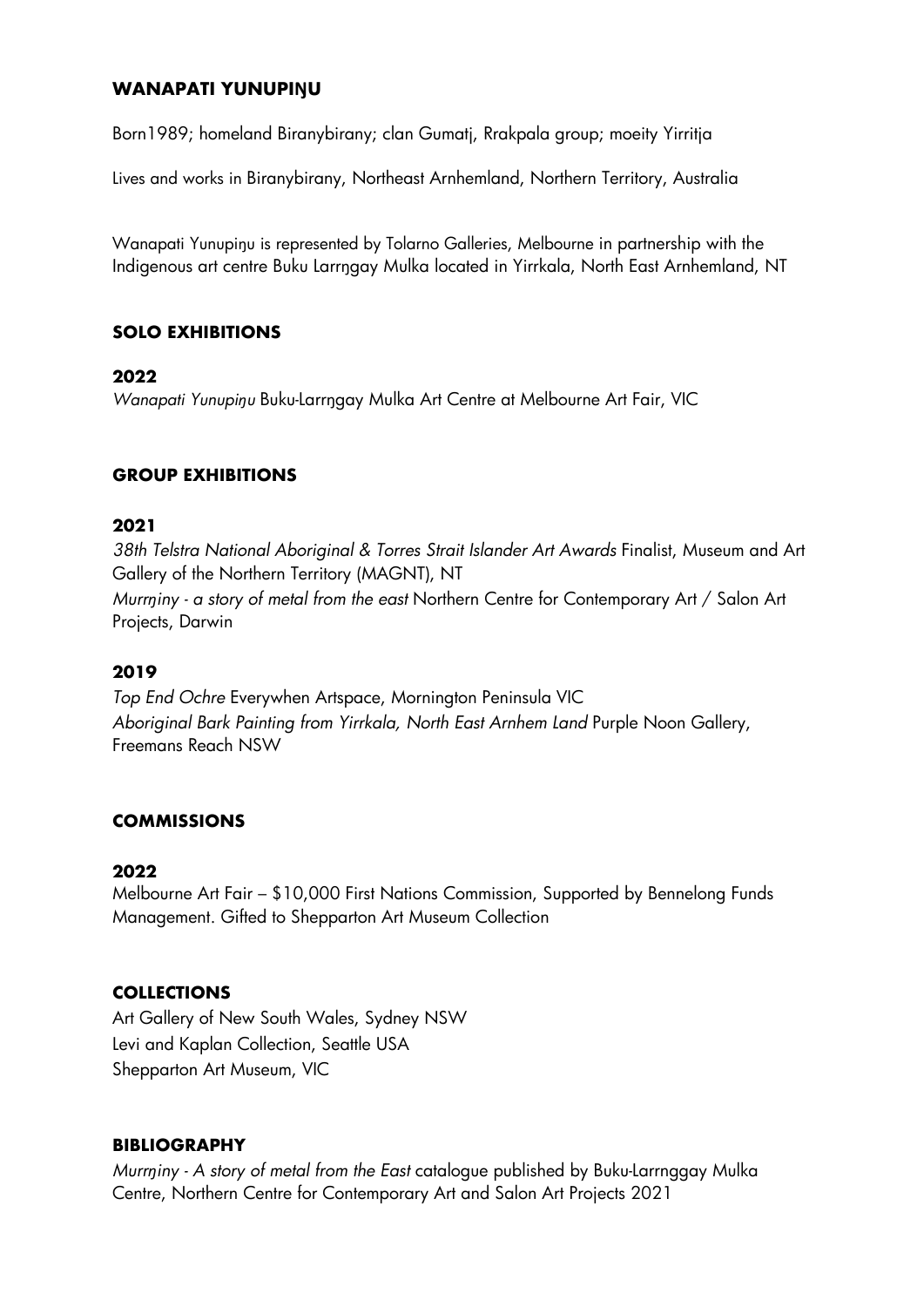# WANAPATI YUNUPIŊU

Born1989; homeland Biranybirany; clan Gumatj, Rrakpala group; moeity Yirritja

Lives and works in Biranybirany, Northeast Arnhemland, Northern Territory, Australia

Wanapati Yunupiŋu is represented by Tolarno Galleries, Melbourne in partnership with the Indigenous art centre Buku Larrŋgay Mulka located in Yirrkala, North East Arnhemland, NT

## SOLO EXHIBITIONS

### 2022

*Wanapati Yunupiŋu* Buku-Larrŋgay Mulka Art Centre at Melbourne Art Fair, VIC

## GROUP EXHIBITIONS

### 2021

*38th Telstra National Aboriginal & Torres Strait Islander Art Awards* Finalist, Museum and Art Gallery of the Northern Territory (MAGNT), NT

*Murrŋiny - a story of metal from the east* Northern Centre for Contemporary Art / Salon Art Projects, Darwin

### 2019

*Top End Ochre* Everywhen Artspace, Mornington Peninsula VIC

*Aboriginal Bark Painting from Yirrkala, North East Arnhem Land* Purple Noon Gallery, Freemans Reach NSW

## COMMISSIONS

### 2022

Melbourne Art Fair – $10,000 First Nations Commission, Supported by Bennelong Funds Management. Gifted to Shepparton Art Museum Collection

## COLLECTIONS

Art Gallery of New South Wales, Sydney NSW

Levi and Kaplan Collection, Seattle USA

Shepparton Art Museum, VIC

## BIBLIOGRAPHY

*Murrŋiny - A story of metal from the East* catalogue published by Buku-Larrnggay Mulka Centre, Northern Centre for Contemporary Art and Salon Art Projects 2021